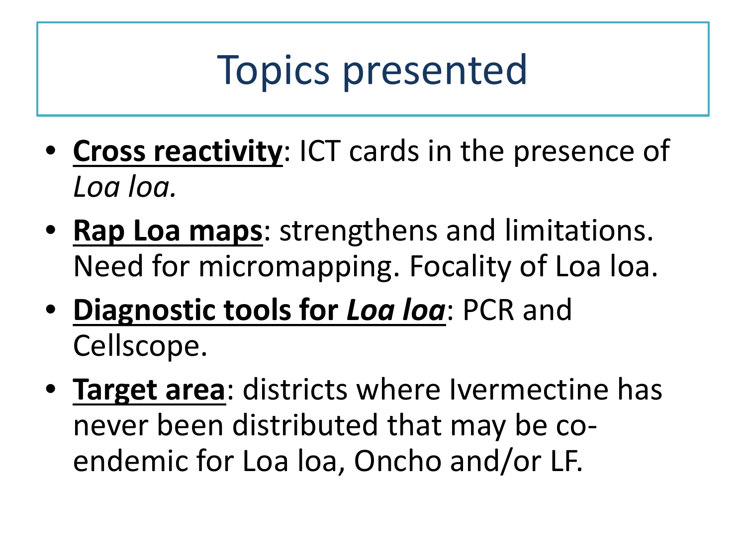# Topics presented

- **Cross reactivity**: ICT cards in the presence of *Loa loa.*
- **Rap Loa maps**: strengthens and limitations. Need for micromapping. Focality of Loa loa.
- **Diagnostic tools for *Loa loa***: PCR and Cellscope.
- **Target area**: districts where Ivermectine has never been distributed that may be co-endemic for Loa loa, Oncho and/or LF.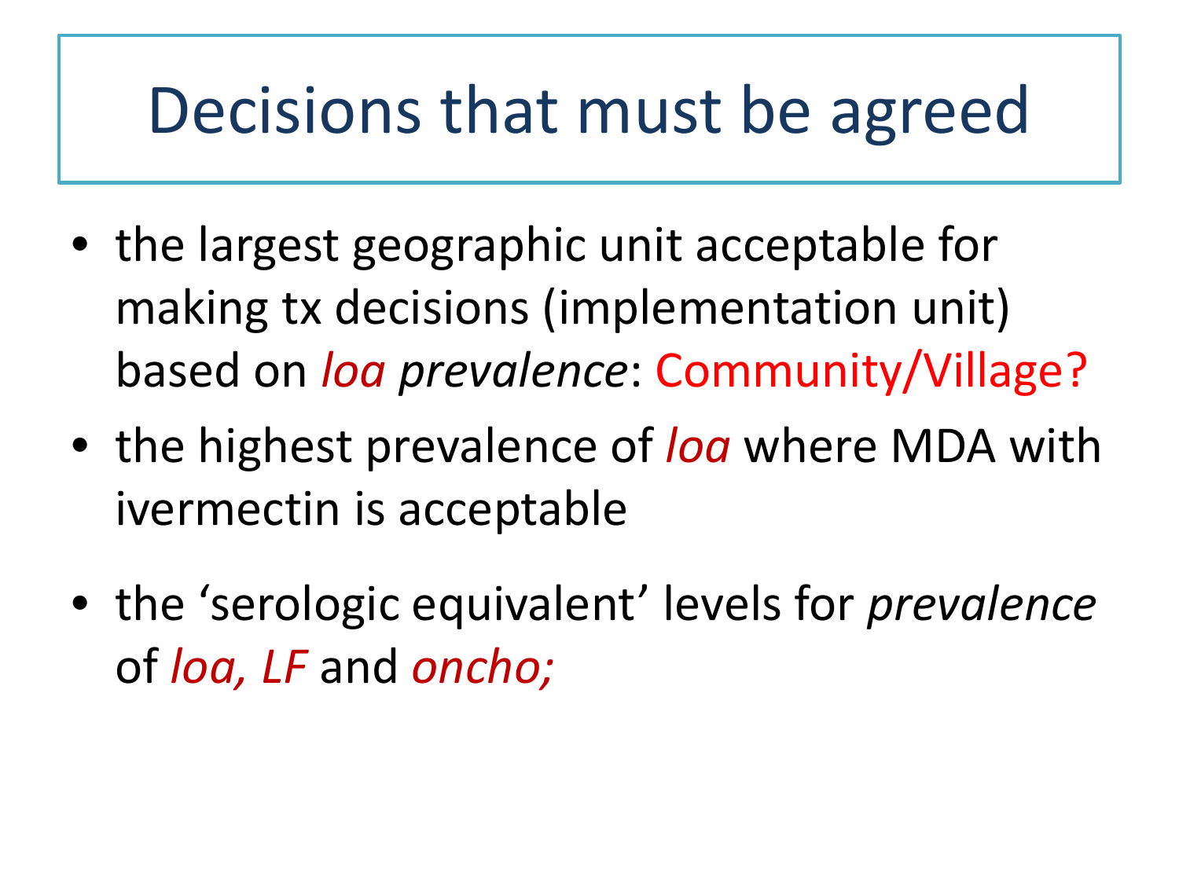# Decisions that must be agreed

- the largest geographic unit acceptable for making tx decisions (implementation unit) based on *loa prevalence*: Community/Village?
- the highest prevalence of *loa* where MDA with ivermectin is acceptable
- the 'serologic equivalent' levels for *prevalence* of *loa, LF* and *oncho;*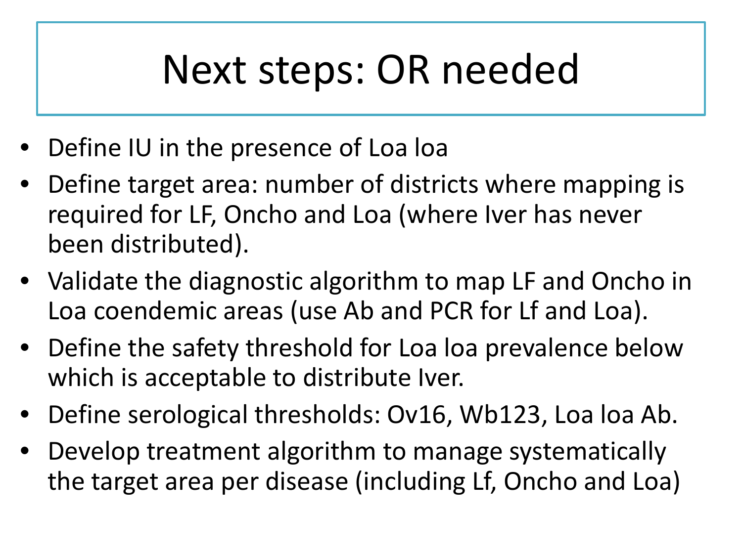# Next steps: OR needed

- Define IU in the presence of Loa loa
- Define target area: number of districts where mapping is required for LF, Oncho and Loa (where Iver has never been distributed).
- Validate the diagnostic algorithm to map LF and Oncho in Loa coendemic areas (use Ab and PCR for Lf and Loa).
- Define the safety threshold for Loa loa prevalence below which is acceptable to distribute Iver.
- Define serological thresholds: Ov16, Wb123, Loa loa Ab.
- Develop treatment algorithm to manage systematically the target area per disease (including Lf, Oncho and Loa)